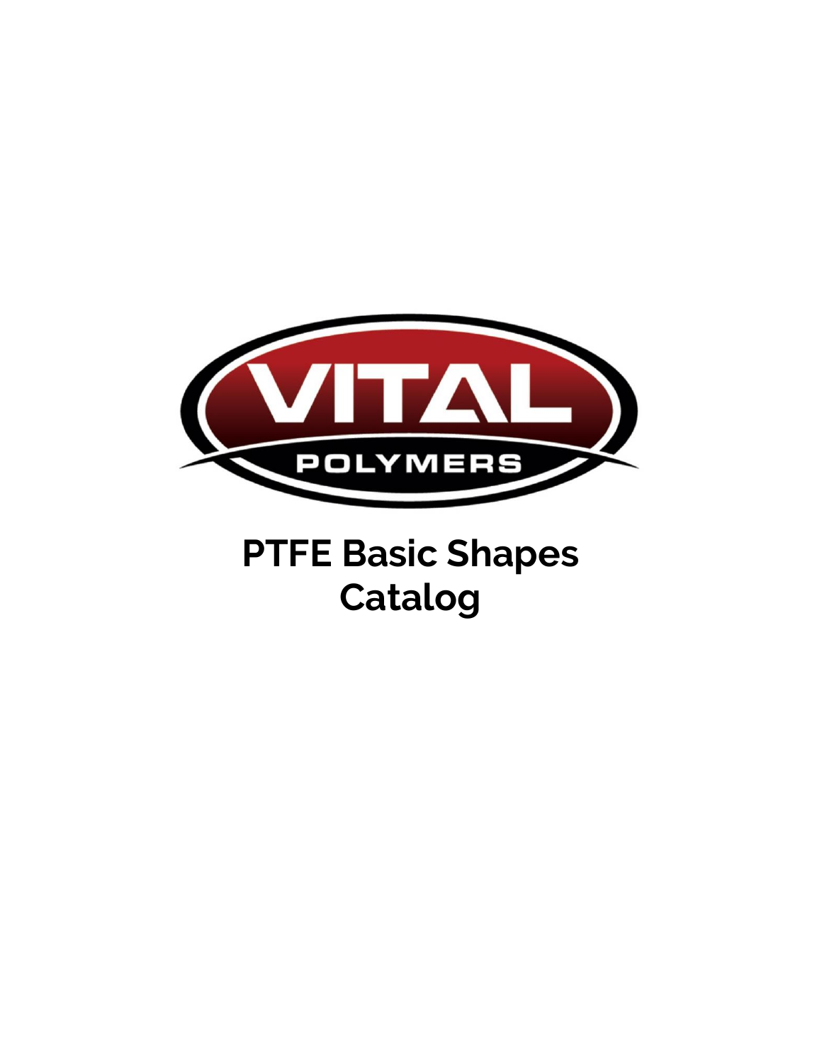VITAL

POLYMERS

# PTFE Basic Shapes Catalog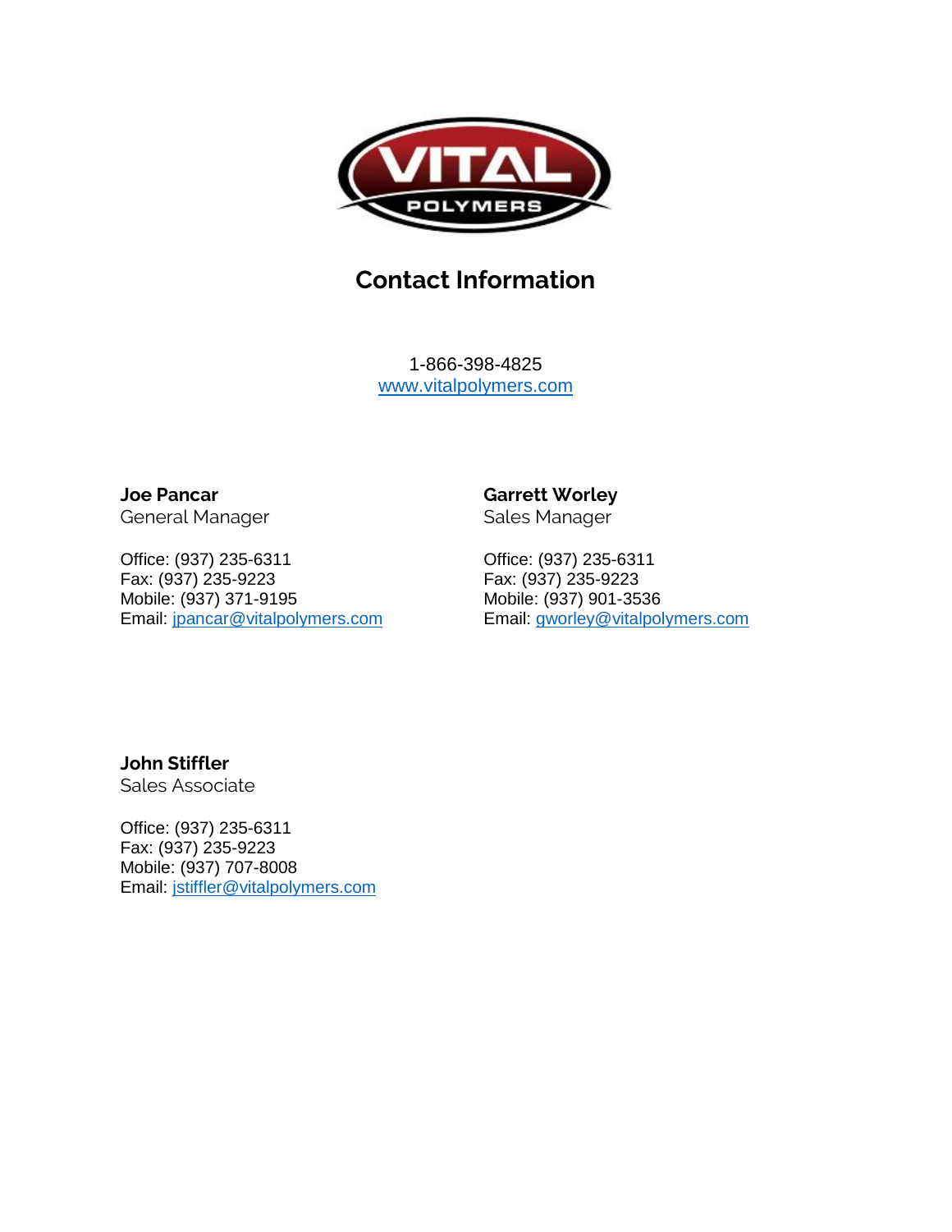VITAL POLYMERS

# Contact Information

1-866-398-4825
www.vitalpolymers.com

**Joe Pancar**
General Manager

Office: (937) 235-6311
Fax: (937) 235-9223
Mobile: (937) 371-9195
Email: jpancar@vitalpolymers.com

**Garrett Worley**
Sales Manager

Office: (937) 235-6311
Fax: (937) 235-9223
Mobile: (937) 901-3536
Email: gworley@vitalpolymers.com

**John Stiffler**
Sales Associate

Office: (937) 235-6311
Fax: (937) 235-9223
Mobile: (937) 707-8008
Email: jstiffler@vitalpolymers.com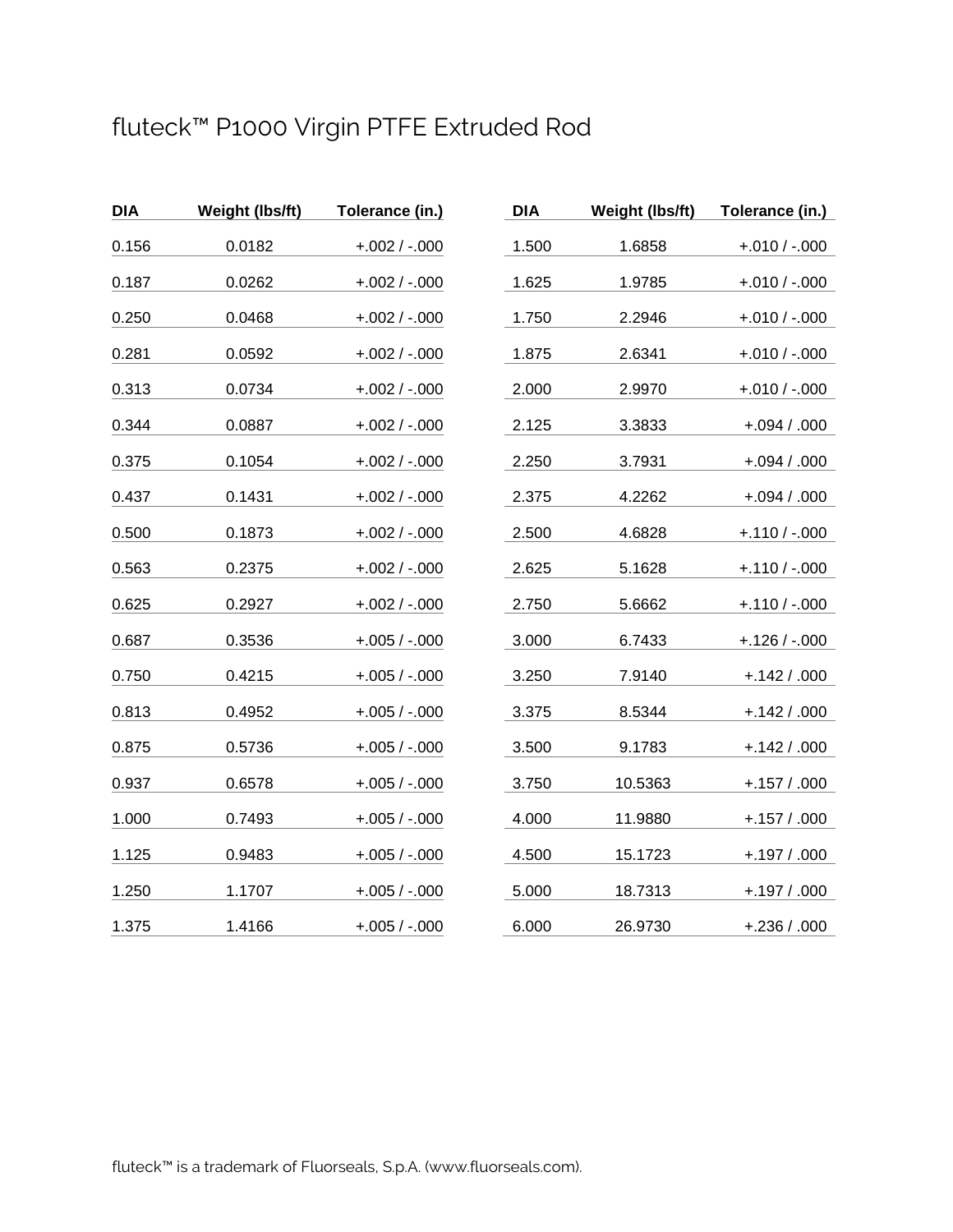# fluteck™ P1000 Virgin PTFE Extruded Rod

| DIA | Weight (lbs/ft) | Tolerance (in.) |
|---|---|---|
| 0.156 | 0.0182 | +.002 / -.000 |
| 0.187 | 0.0262 | +.002 / -.000 |
| 0.250 | 0.0468 | +.002 / -.000 |
| 0.281 | 0.0592 | +.002 / -.000 |
| 0.313 | 0.0734 | +.002 / -.000 |
| 0.344 | 0.0887 | +.002 / -.000 |
| 0.375 | 0.1054 | +.002 / -.000 |
| 0.437 | 0.1431 | +.002 / -.000 |
| 0.500 | 0.1873 | +.002 / -.000 |
| 0.563 | 0.2375 | +.002 / -.000 |
| 0.625 | 0.2927 | +.002 / -.000 |
| 0.687 | 0.3536 | +.005 / -.000 |
| 0.750 | 0.4215 | +.005 / -.000 |
| 0.813 | 0.4952 | +.005 / -.000 |
| 0.875 | 0.5736 | +.005 / -.000 |
| 0.937 | 0.6578 | +.005 / -.000 |
| 1.000 | 0.7493 | +.005 / -.000 |
| 1.125 | 0.9483 | +.005 / -.000 |
| 1.250 | 1.1707 | +.005 / -.000 |
| 1.375 | 1.4166 | +.005 / -.000 |
| 1.500 | 1.6858 | +.010 / -.000 |
| 1.625 | 1.9785 | +.010 / -.000 |
| 1.750 | 2.2946 | +.010 / -.000 |
| 1.875 | 2.6341 | +.010 / -.000 |
| 2.000 | 2.9970 | +.010 / -.000 |
| 2.125 | 3.3833 | +.094 / .000 |
| 2.250 | 3.7931 | +.094 / .000 |
| 2.375 | 4.2262 | +.094 / .000 |
| 2.500 | 4.6828 | +.110 / -.000 |
| 2.625 | 5.1628 | +.110 / -.000 |
| 2.750 | 5.6662 | +.110 / -.000 |
| 3.000 | 6.7433 | +.126 / -.000 |
| 3.250 | 7.9140 | +.142 / .000 |
| 3.375 | 8.5344 | +.142 / .000 |
| 3.500 | 9.1783 | +.142 / .000 |
| 3.750 | 10.5363 | +.157 / .000 |
| 4.000 | 11.9880 | +.157 / .000 |
| 4.500 | 15.1723 | +.197 / .000 |
| 5.000 | 18.7313 | +.197 / .000 |
| 6.000 | 26.9730 | +.236 / .000 |

fluteck™ is a trademark of Fluorseals, S.p.A. (www.fluorseals.com).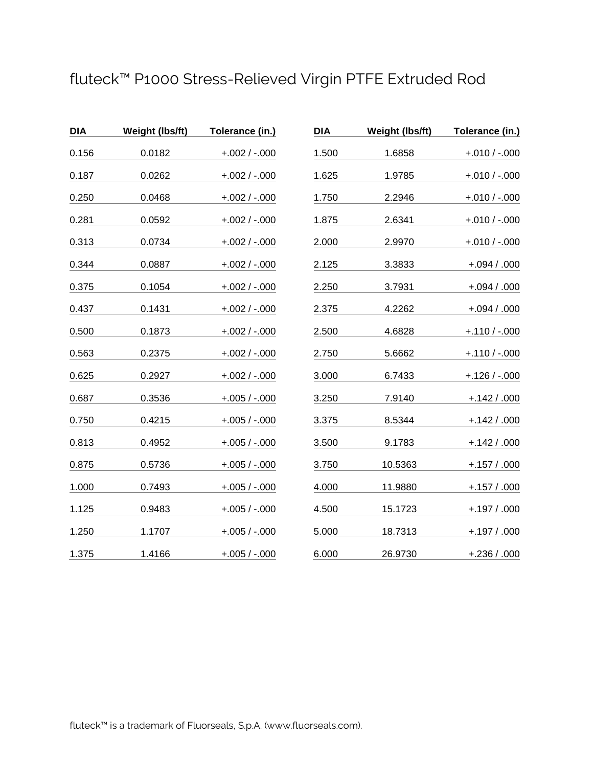# fluteck™ P1000 Stress-Relieved Virgin PTFE Extruded Rod

| DIA | Weight (lbs/ft) | Tolerance (in.) |
|---|---|---|
| 0.156 | 0.0182 | +.002 / -.000 |
| 0.187 | 0.0262 | +.002 / -.000 |
| 0.250 | 0.0468 | +.002 / -.000 |
| 0.281 | 0.0592 | +.002 / -.000 |
| 0.313 | 0.0734 | +.002 / -.000 |
| 0.344 | 0.0887 | +.002 / -.000 |
| 0.375 | 0.1054 | +.002 / -.000 |
| 0.437 | 0.1431 | +.002 / -.000 |
| 0.500 | 0.1873 | +.002 / -.000 |
| 0.563 | 0.2375 | +.002 / -.000 |
| 0.625 | 0.2927 | +.002 / -.000 |
| 0.687 | 0.3536 | +.005 / -.000 |
| 0.750 | 0.4215 | +.005 / -.000 |
| 0.813 | 0.4952 | +.005 / -.000 |
| 0.875 | 0.5736 | +.005 / -.000 |
| 1.000 | 0.7493 | +.005 / -.000 |
| 1.125 | 0.9483 | +.005 / -.000 |
| 1.250 | 1.1707 | +.005 / -.000 |
| 1.375 | 1.4166 | +.005 / -.000 |
| 1.500 | 1.6858 | +.010 / -.000 |
| 1.625 | 1.9785 | +.010 / -.000 |
| 1.750 | 2.2946 | +.010 / -.000 |
| 1.875 | 2.6341 | +.010 / -.000 |
| 2.000 | 2.9970 | +.010 / -.000 |
| 2.125 | 3.3833 | +.094 / .000 |
| 2.250 | 3.7931 | +.094 / .000 |
| 2.375 | 4.2262 | +.094 / .000 |
| 2.500 | 4.6828 | +.110 / -.000 |
| 2.750 | 5.6662 | +.110 / -.000 |
| 3.000 | 6.7433 | +.126 / -.000 |
| 3.250 | 7.9140 | +.142 / .000 |
| 3.375 | 8.5344 | +.142 / .000 |
| 3.500 | 9.1783 | +.142 / .000 |
| 3.750 | 10.5363 | +.157 / .000 |
| 4.000 | 11.9880 | +.157 / .000 |
| 4.500 | 15.1723 | +.197 / .000 |
| 5.000 | 18.7313 | +.197 / .000 |
| 6.000 | 26.9730 | +.236 / .000 |

fluteck™ is a trademark of Fluorseals, S.p.A. (www.fluorseals.com).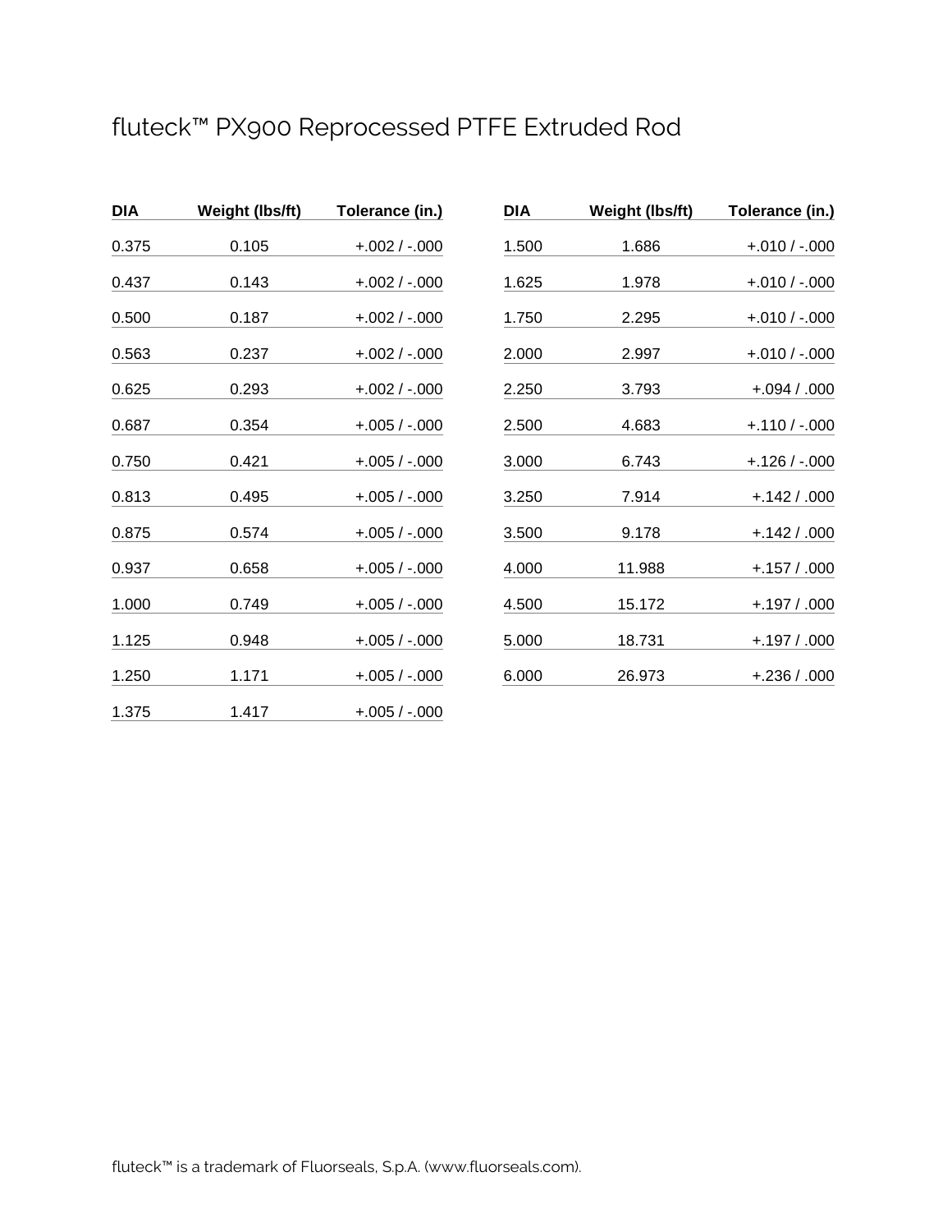# fluteck™ PX900 Reprocessed PTFE Extruded Rod

| DIA | Weight (lbs/ft) | Tolerance (in.) |
|---|---|---|
| 0.375 | 0.105 | +.002 / -.000 |
| 0.437 | 0.143 | +.002 / -.000 |
| 0.500 | 0.187 | +.002 / -.000 |
| 0.563 | 0.237 | +.002 / -.000 |
| 0.625 | 0.293 | +.002 / -.000 |
| 0.687 | 0.354 | +.005 / -.000 |
| 0.750 | 0.421 | +.005 / -.000 |
| 0.813 | 0.495 | +.005 / -.000 |
| 0.875 | 0.574 | +.005 / -.000 |
| 0.937 | 0.658 | +.005 / -.000 |
| 1.000 | 0.749 | +.005 / -.000 |
| 1.125 | 0.948 | +.005 / -.000 |
| 1.250 | 1.171 | +.005 / -.000 |
| 1.375 | 1.417 | +.005 / -.000 |
| 1.500 | 1.686 | +.010 / -.000 |
| 1.625 | 1.978 | +.010 / -.000 |
| 1.750 | 2.295 | +.010 / -.000 |
| 2.000 | 2.997 | +.010 / -.000 |
| 2.250 | 3.793 | +.094 / .000 |
| 2.500 | 4.683 | +.110 / -.000 |
| 3.000 | 6.743 | +.126 / -.000 |
| 3.250 | 7.914 | +.142 / .000 |
| 3.500 | 9.178 | +.142 / .000 |
| 4.000 | 11.988 | +.157 / .000 |
| 4.500 | 15.172 | +.197 / .000 |
| 5.000 | 18.731 | +.197 / .000 |
| 6.000 | 26.973 | +.236 / .000 |

fluteck™ is a trademark of Fluorseals, S.p.A. (www.fluorseals.com).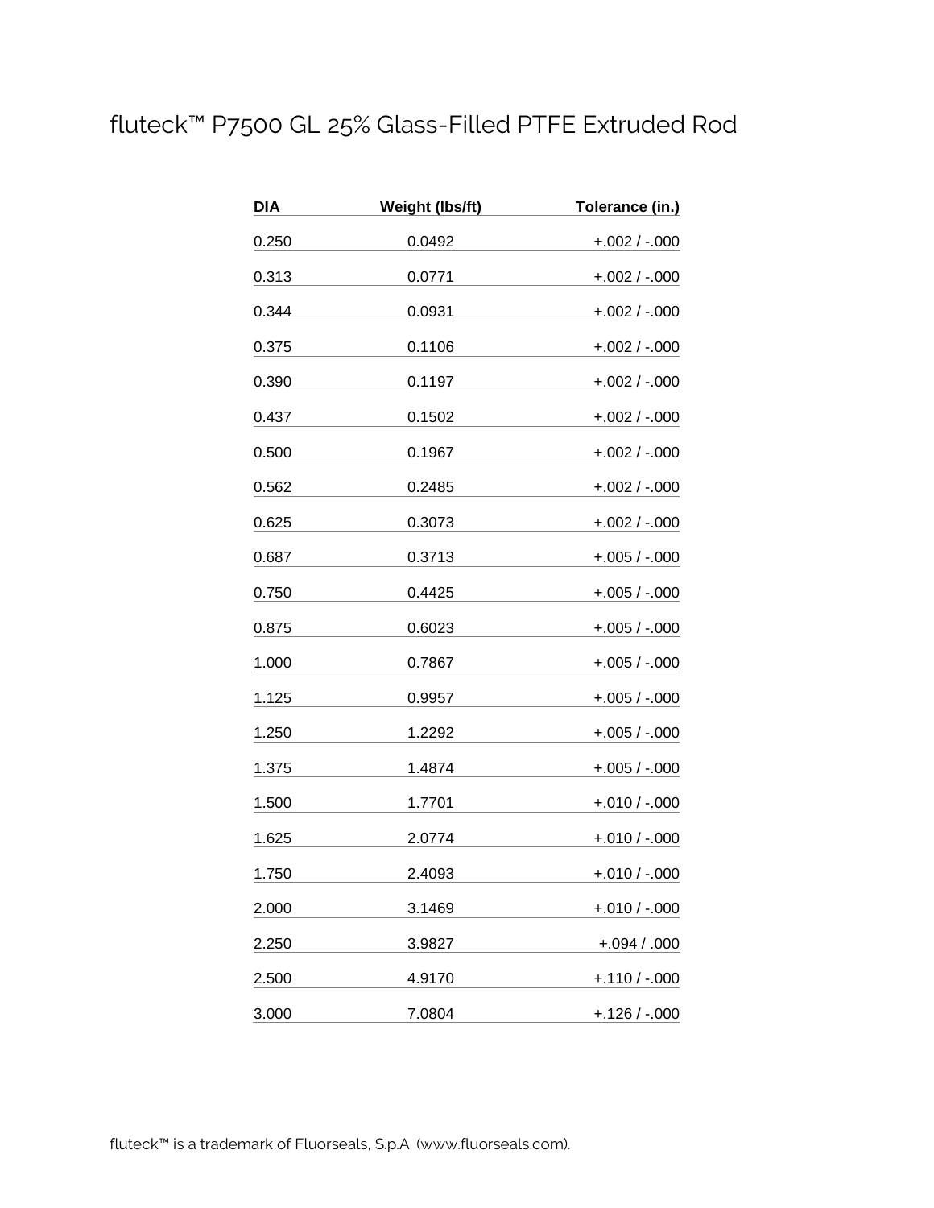# fluteck™ P7500 GL 25% Glass-Filled PTFE Extruded Rod

| DIA | Weight (lbs/ft) | Tolerance (in.) |
|---|---|---|
| 0.250 | 0.0492 | +.002 / -.000 |
| 0.313 | 0.0771 | +.002 / -.000 |
| 0.344 | 0.0931 | +.002 / -.000 |
| 0.375 | 0.1106 | +.002 / -.000 |
| 0.390 | 0.1197 | +.002 / -.000 |
| 0.437 | 0.1502 | +.002 / -.000 |
| 0.500 | 0.1967 | +.002 / -.000 |
| 0.562 | 0.2485 | +.002 / -.000 |
| 0.625 | 0.3073 | +.002 / -.000 |
| 0.687 | 0.3713 | +.005 / -.000 |
| 0.750 | 0.4425 | +.005 / -.000 |
| 0.875 | 0.6023 | +.005 / -.000 |
| 1.000 | 0.7867 | +.005 / -.000 |
| 1.125 | 0.9957 | +.005 / -.000 |
| 1.250 | 1.2292 | +.005 / -.000 |
| 1.375 | 1.4874 | +.005 / -.000 |
| 1.500 | 1.7701 | +.010 / -.000 |
| 1.625 | 2.0774 | +.010 / -.000 |
| 1.750 | 2.4093 | +.010 / -.000 |
| 2.000 | 3.1469 | +.010 / -.000 |
| 2.250 | 3.9827 | +.094 / .000 |
| 2.500 | 4.9170 | +.110 / -.000 |
| 3.000 | 7.0804 | +.126 / -.000 |

fluteck™ is a trademark of Fluorseals, S.p.A. (www.fluorseals.com).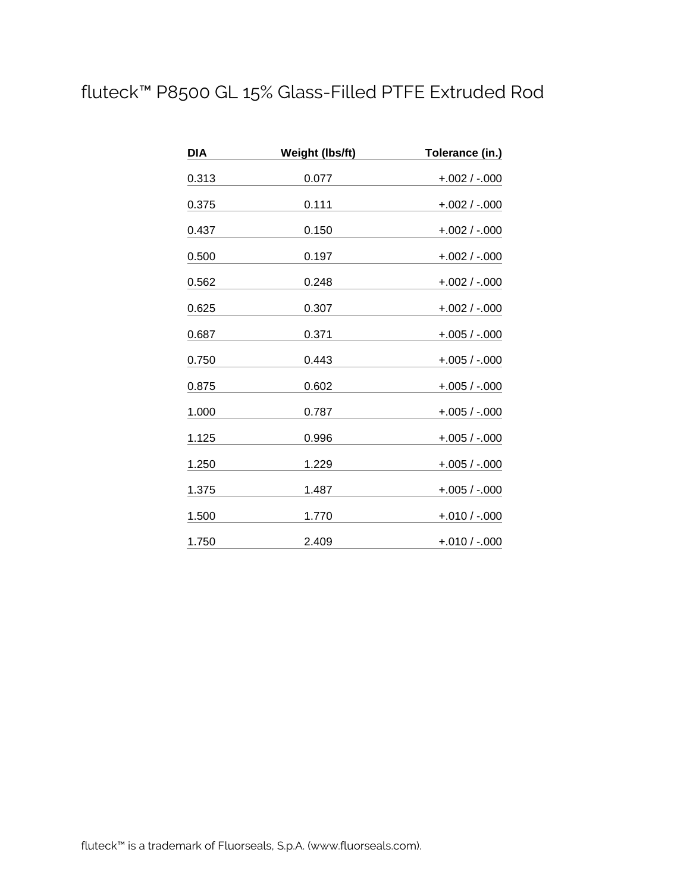# fluteck™ P8500 GL 15% Glass-Filled PTFE Extruded Rod

| DIA | Weight (lbs/ft) | Tolerance (in.) |
| --- | --- | --- |
| 0.313 | 0.077 | +.002 / -.000 |
| 0.375 | 0.111 | +.002 / -.000 |
| 0.437 | 0.150 | +.002 / -.000 |
| 0.500 | 0.197 | +.002 / -.000 |
| 0.562 | 0.248 | +.002 / -.000 |
| 0.625 | 0.307 | +.002 / -.000 |
| 0.687 | 0.371 | +.005 / -.000 |
| 0.750 | 0.443 | +.005 / -.000 |
| 0.875 | 0.602 | +.005 / -.000 |
| 1.000 | 0.787 | +.005 / -.000 |
| 1.125 | 0.996 | +.005 / -.000 |
| 1.250 | 1.229 | +.005 / -.000 |
| 1.375 | 1.487 | +.005 / -.000 |
| 1.500 | 1.770 | +.010 / -.000 |
| 1.750 | 2.409 | +.010 / -.000 |

fluteck™ is a trademark of Fluorseals, S.p.A. (www.fluorseals.com).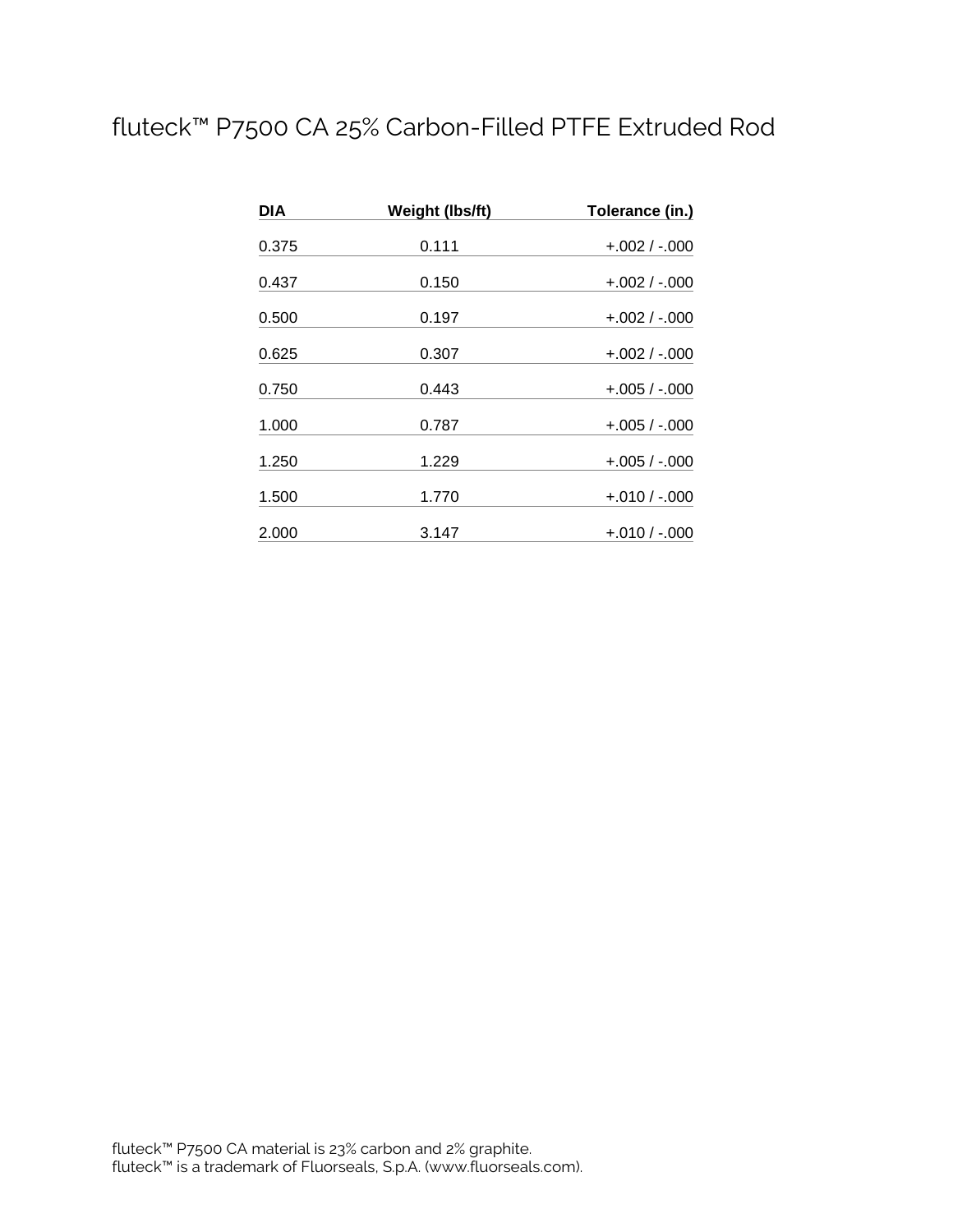# fluteck™ P7500 CA 25% Carbon-Filled PTFE Extruded Rod

| DIA | Weight (lbs/ft) | Tolerance (in.) |
|---|---|---|
| 0.375 | 0.111 | +.002 / -.000 |
| 0.437 | 0.150 | +.002 / -.000 |
| 0.500 | 0.197 | +.002 / -.000 |
| 0.625 | 0.307 | +.002 / -.000 |
| 0.750 | 0.443 | +.005 / -.000 |
| 1.000 | 0.787 | +.005 / -.000 |
| 1.250 | 1.229 | +.005 / -.000 |
| 1.500 | 1.770 | +.010 / -.000 |
| 2.000 | 3.147 | +.010 / -.000 |

fluteck™ P7500 CA material is 23% carbon and 2% graphite.
fluteck™ is a trademark of Fluorseals, S.p.A. (www.fluorseals.com).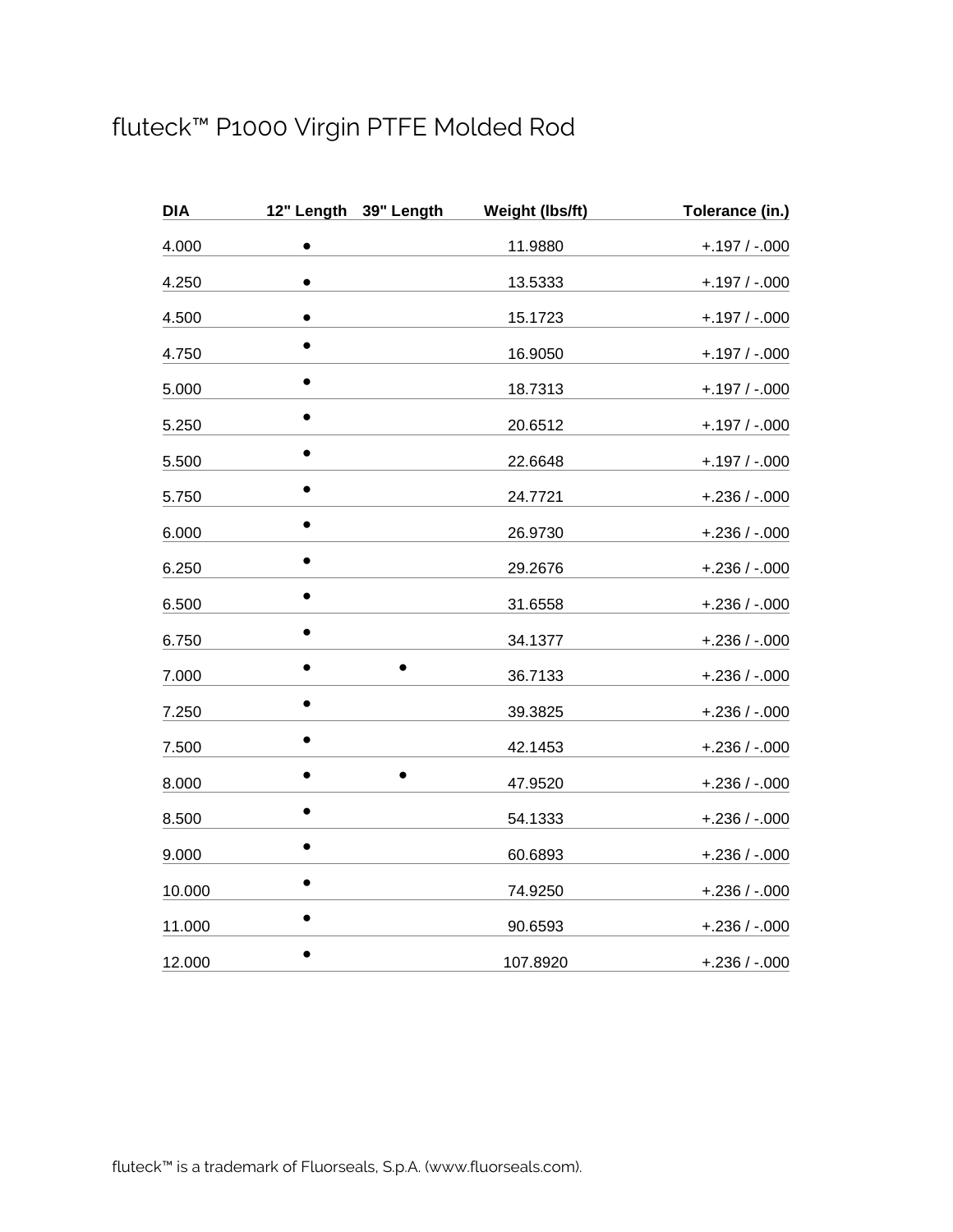# fluteck™ P1000 Virgin PTFE Molded Rod

| DIA | 12" Length | 39" Length | Weight (lbs/ft) | Tolerance (in.) |
|---|---|---|---|---|
| 4.000 | • | | 11.9880 | +.197 / -.000 |
| 4.250 | • | | 13.5333 | +.197 / -.000 |
| 4.500 | • | | 15.1723 | +.197 / -.000 |
| 4.750 | • | | 16.9050 | +.197 / -.000 |
| 5.000 | • | | 18.7313 | +.197 / -.000 |
| 5.250 | • | | 20.6512 | +.197 / -.000 |
| 5.500 | • | | 22.6648 | +.197 / -.000 |
| 5.750 | • | | 24.7721 | +.236 / -.000 |
| 6.000 | • | | 26.9730 | +.236 / -.000 |
| 6.250 | • | | 29.2676 | +.236 / -.000 |
| 6.500 | • | | 31.6558 | +.236 / -.000 |
| 6.750 | • | | 34.1377 | +.236 / -.000 |
| 7.000 | • | • | 36.7133 | +.236 / -.000 |
| 7.250 | • | | 39.3825 | +.236 / -.000 |
| 7.500 | • | | 42.1453 | +.236 / -.000 |
| 8.000 | • | • | 47.9520 | +.236 / -.000 |
| 8.500 | • | | 54.1333 | +.236 / -.000 |
| 9.000 | • | | 60.6893 | +.236 / -.000 |
| 10.000 | • | | 74.9250 | +.236 / -.000 |
| 11.000 | • | | 90.6593 | +.236 / -.000 |
| 12.000 | • | | 107.8920 | +.236 / -.000 |

fluteck™ is a trademark of Fluorseals, S.p.A. (www.fluorseals.com).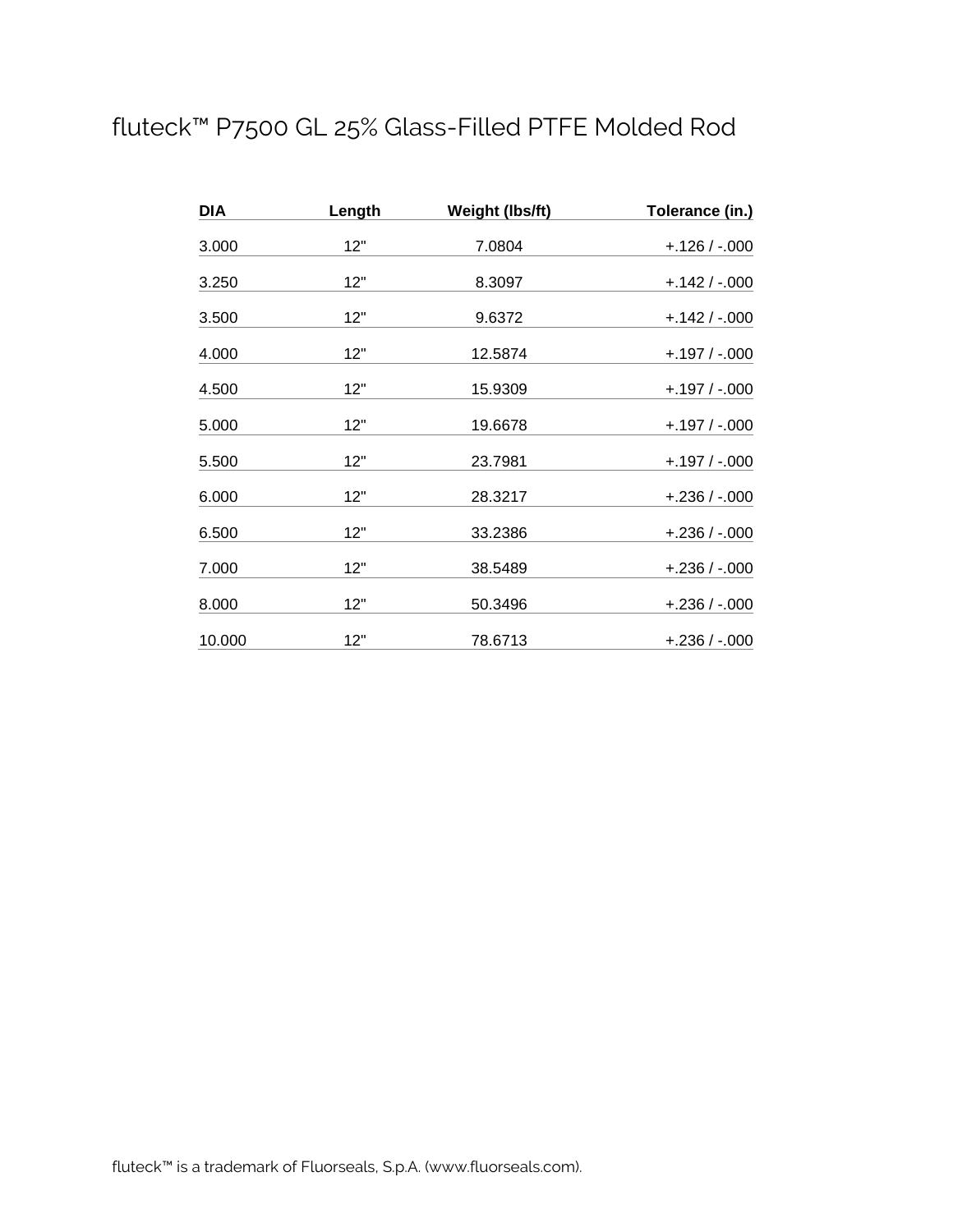# fluteck™ P7500 GL 25% Glass-Filled PTFE Molded Rod

| DIA | Length | Weight (lbs/ft) | Tolerance (in.) |
|---|---|---|---|
| 3.000 | 12" | 7.0804 | +.126 / -.000 |
| 3.250 | 12" | 8.3097 | +.142 / -.000 |
| 3.500 | 12" | 9.6372 | +.142 / -.000 |
| 4.000 | 12" | 12.5874 | +.197 / -.000 |
| 4.500 | 12" | 15.9309 | +.197 / -.000 |
| 5.000 | 12" | 19.6678 | +.197 / -.000 |
| 5.500 | 12" | 23.7981 | +.197 / -.000 |
| 6.000 | 12" | 28.3217 | +.236 / -.000 |
| 6.500 | 12" | 33.2386 | +.236 / -.000 |
| 7.000 | 12" | 38.5489 | +.236 / -.000 |
| 8.000 | 12" | 50.3496 | +.236 / -.000 |
| 10.000 | 12" | 78.6713 | +.236 / -.000 |

fluteck™ is a trademark of Fluorseals, S.p.A. (www.fluorseals.com).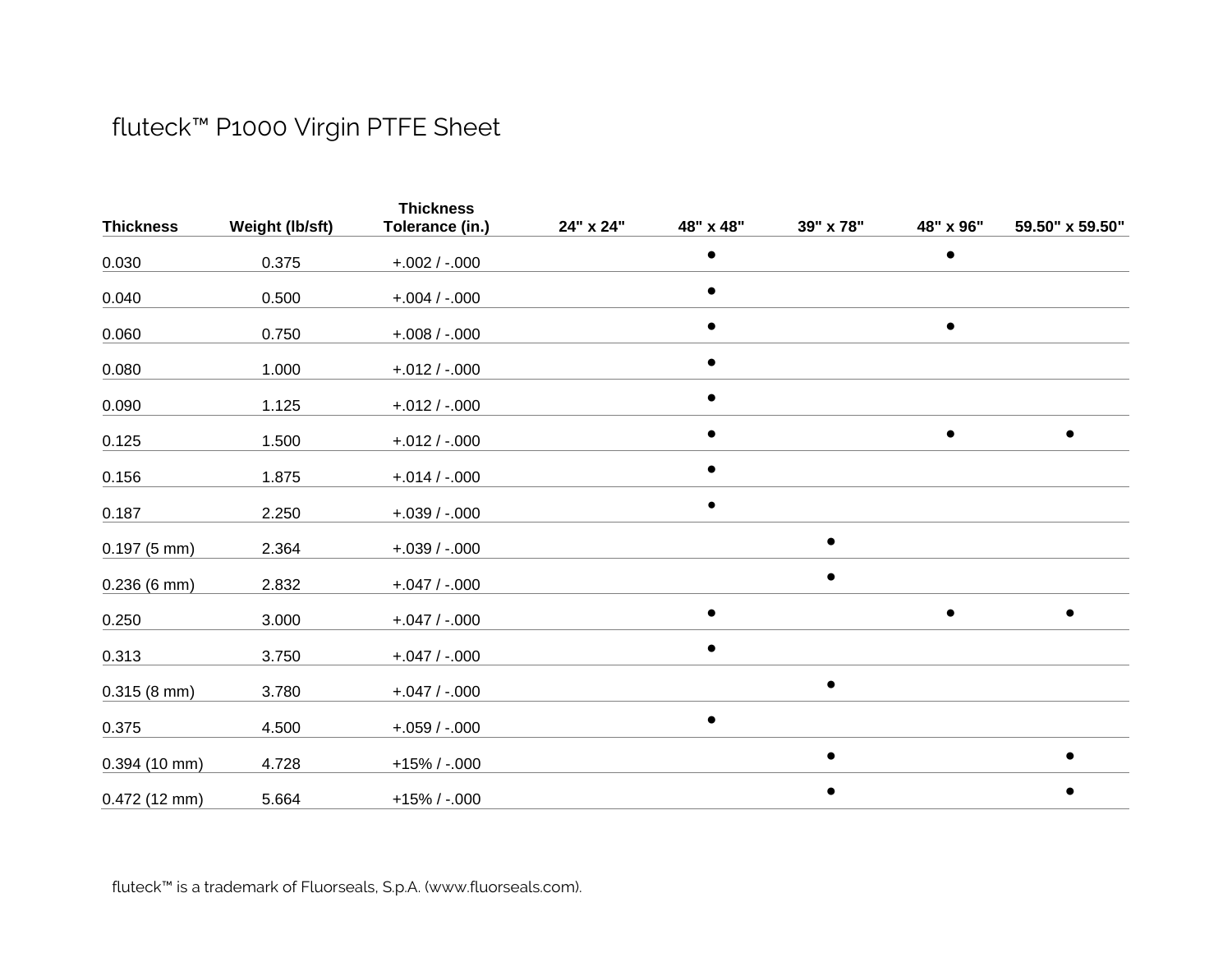# fluteck™ P1000 Virgin PTFE Sheet

| Thickness | Weight (lb/sft) | Thickness Tolerance (in.) | 24" x 24" | 48" x 48" | 39" x 78" | 48" x 96" | 59.50" x 59.50" |
|---|---|---|---|---|---|---|---|
| 0.030 | 0.375 | +.002 / -.000 | | ● | | ● | |
| 0.040 | 0.500 | +.004 / -.000 | | ● | | | |
| 0.060 | 0.750 | +.008 / -.000 | | ● | | ● | |
| 0.080 | 1.000 | +.012 / -.000 | | ● | | | |
| 0.090 | 1.125 | +.012 / -.000 | | ● | | | |
| 0.125 | 1.500 | +.012 / -.000 | | ● | | ● | ● |
| 0.156 | 1.875 | +.014 / -.000 | | ● | | | |
| 0.187 | 2.250 | +.039 / -.000 | | ● | | | |
| 0.197 (5 mm) | 2.364 | +.039 / -.000 | | | ● | | |
| 0.236 (6 mm) | 2.832 | +.047 / -.000 | | | ● | | |
| 0.250 | 3.000 | +.047 / -.000 | | ● | | ● | ● |
| 0.313 | 3.750 | +.047 / -.000 | | ● | | | |
| 0.315 (8 mm) | 3.780 | +.047 / -.000 | | | ● | | |
| 0.375 | 4.500 | +.059 / -.000 | | ● | | | |
| 0.394 (10 mm) | 4.728 | +15% / -.000 | | | ● | | ● |
| 0.472 (12 mm) | 5.664 | +15% / -.000 | | | ● | | ● |

fluteck™ is a trademark of Fluorseals, S.p.A. (www.fluorseals.com).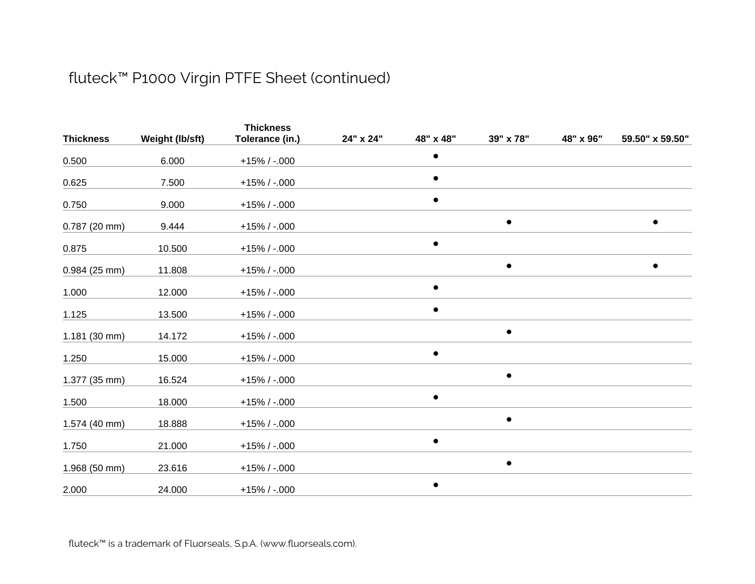# fluteck™ P1000 Virgin PTFE Sheet (continued)

| Thickness | Weight (lb/sft) | Thickness Tolerance (in.) | 24" x 24" | 48" x 48" | 39" x 78" | 48" x 96" | 59.50" x 59.50" |
|---|---|---|---|---|---|---|---|
| 0.500 | 6.000 | +15% / -.000 | | ● | | | |
| 0.625 | 7.500 | +15% / -.000 | | ● | | | |
| 0.750 | 9.000 | +15% / -.000 | | ● | | | |
| 0.787 (20 mm) | 9.444 | +15% / -.000 | | | ● | | ● |
| 0.875 | 10.500 | +15% / -.000 | | ● | | | |
| 0.984 (25 mm) | 11.808 | +15% / -.000 | | | ● | | ● |
| 1.000 | 12.000 | +15% / -.000 | | ● | | | |
| 1.125 | 13.500 | +15% / -.000 | | ● | | | |
| 1.181 (30 mm) | 14.172 | +15% / -.000 | | | ● | | |
| 1.250 | 15.000 | +15% / -.000 | | ● | | | |
| 1.377 (35 mm) | 16.524 | +15% / -.000 | | | ● | | |
| 1.500 | 18.000 | +15% / -.000 | | ● | | | |
| 1.574 (40 mm) | 18.888 | +15% / -.000 | | | ● | | |
| 1.750 | 21.000 | +15% / -.000 | | ● | | | |
| 1.968 (50 mm) | 23.616 | +15% / -.000 | | | ● | | |
| 2.000 | 24.000 | +15% / -.000 | | ● | | | |

fluteck™ is a trademark of Fluorseals, S.p.A. (www.fluorseals.com).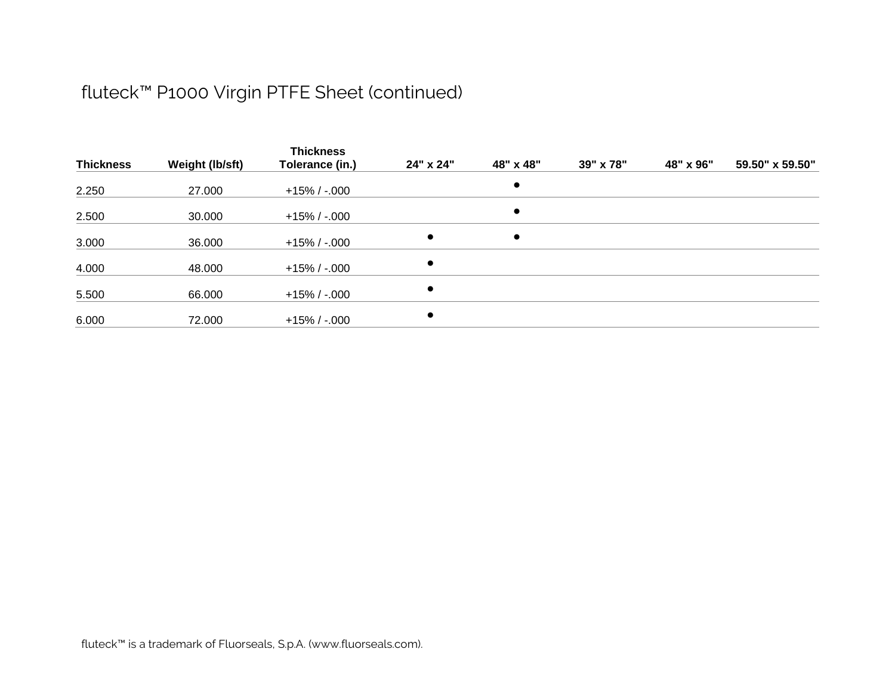# fluteck™ P1000 Virgin PTFE Sheet (continued)

| Thickness | Weight (lb/sft) | Thickness Tolerance (in.) | 24" x 24" | 48" x 48" | 39" x 78" | 48" x 96" | 59.50" x 59.50" |
|---|---|---|---|---|---|---|---|
| 2.250 | 27.000 | +15% / -.000 | | ● | | | |
| 2.500 | 30.000 | +15% / -.000 | | ● | | | |
| 3.000 | 36.000 | +15% / -.000 | ● | ● | | | |
| 4.000 | 48.000 | +15% / -.000 | ● | | | | |
| 5.500 | 66.000 | +15% / -.000 | ● | | | | |
| 6.000 | 72.000 | +15% / -.000 | ● | | | | |

fluteck™ is a trademark of Fluorseals, S.p.A. (www.fluorseals.com).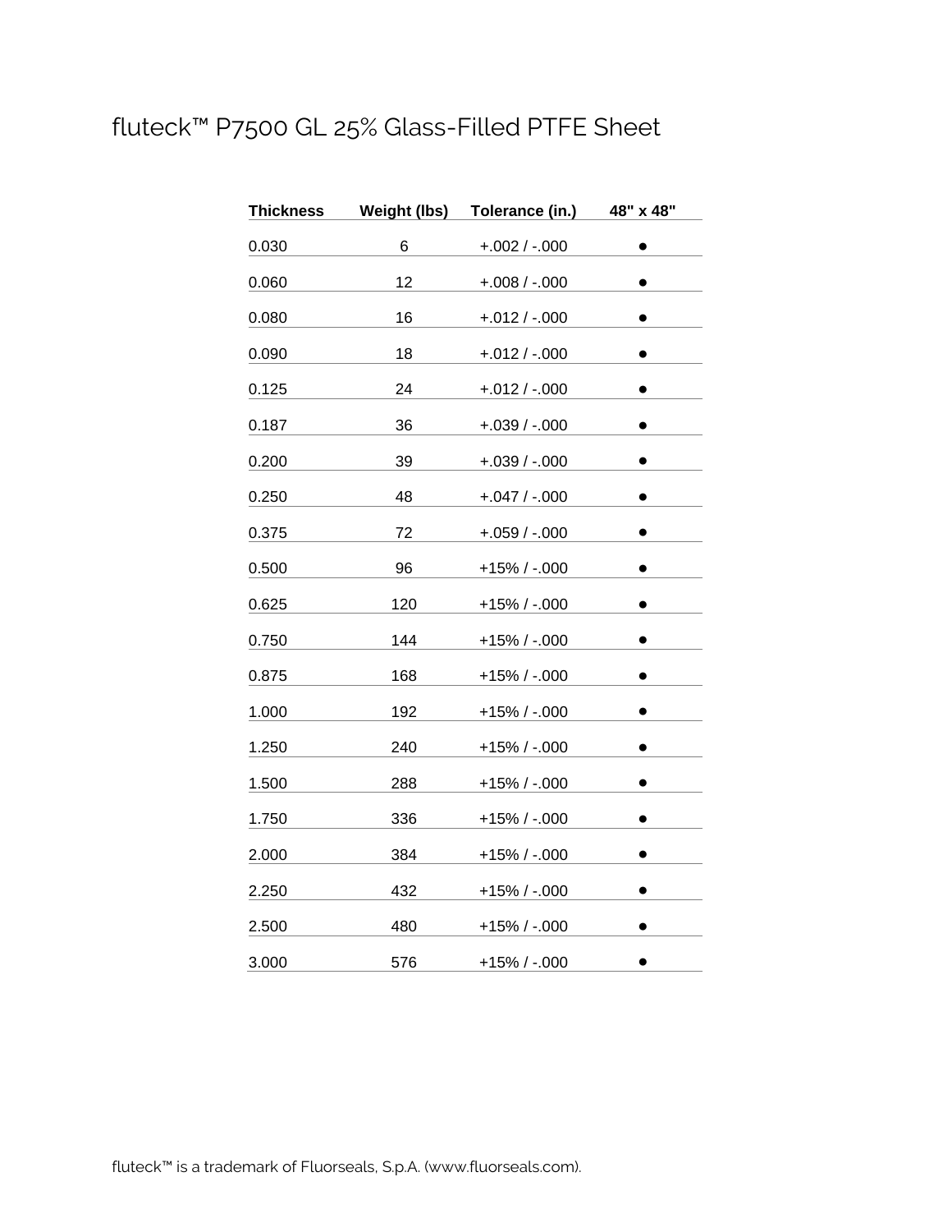# fluteck™ P7500 GL 25% Glass-Filled PTFE Sheet

| Thickness | Weight (lbs) | Tolerance (in.) | 48" x 48" |
|---|---|---|---|
| 0.030 | 6 | +.002 / -.000 | ● |
| 0.060 | 12 | +.008 / -.000 | ● |
| 0.080 | 16 | +.012 / -.000 | ● |
| 0.090 | 18 | +.012 / -.000 | ● |
| 0.125 | 24 | +.012 / -.000 | ● |
| 0.187 | 36 | +.039 / -.000 | ● |
| 0.200 | 39 | +.039 / -.000 | ● |
| 0.250 | 48 | +.047 / -.000 | ● |
| 0.375 | 72 | +.059 / -.000 | ● |
| 0.500 | 96 | +15% / -.000 | ● |
| 0.625 | 120 | +15% / -.000 | ● |
| 0.750 | 144 | +15% / -.000 | ● |
| 0.875 | 168 | +15% / -.000 | ● |
| 1.000 | 192 | +15% / -.000 | ● |
| 1.250 | 240 | +15% / -.000 | ● |
| 1.500 | 288 | +15% / -.000 | ● |
| 1.750 | 336 | +15% / -.000 | ● |
| 2.000 | 384 | +15% / -.000 | ● |
| 2.250 | 432 | +15% / -.000 | ● |
| 2.500 | 480 | +15% / -.000 | ● |
| 3.000 | 576 | +15% / -.000 | ● |

fluteck™ is a trademark of Fluorseals, S.p.A. (www.fluorseals.com).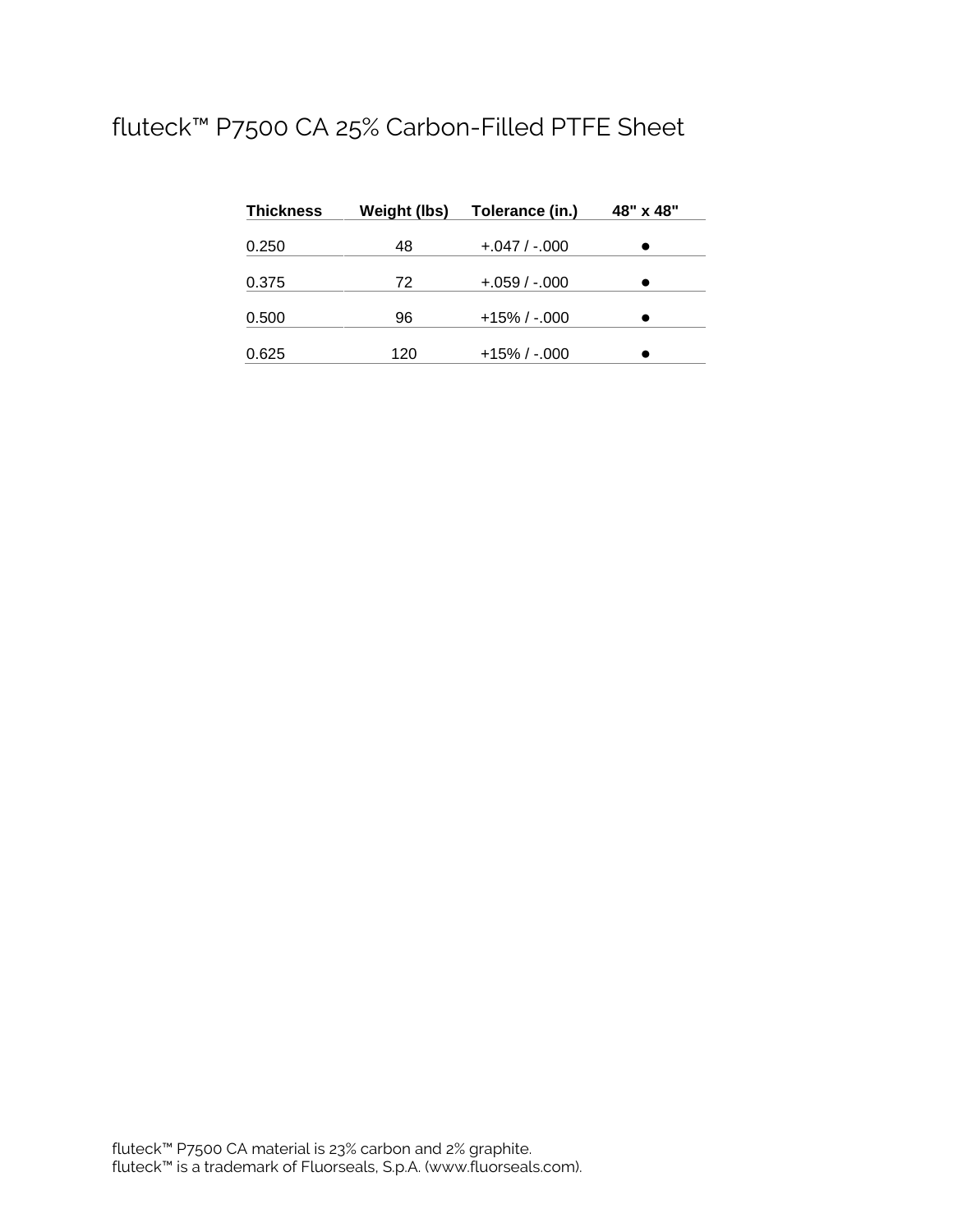# fluteck™ P7500 CA 25% Carbon-Filled PTFE Sheet

| Thickness | Weight (lbs) | Tolerance (in.) | 48" x 48" |
| --- | --- | --- | --- |
| 0.250 | 48 | +.047 / -.000 | ● |
| 0.375 | 72 | +.059 / -.000 | ● |
| 0.500 | 96 | +15% / -.000 | ● |
| 0.625 | 120 | +15% / -.000 | ● |

fluteck™ P7500 CA material is 23% carbon and 2% graphite.
fluteck™ is a trademark of Fluorseals, S.p.A. (www.fluorseals.com).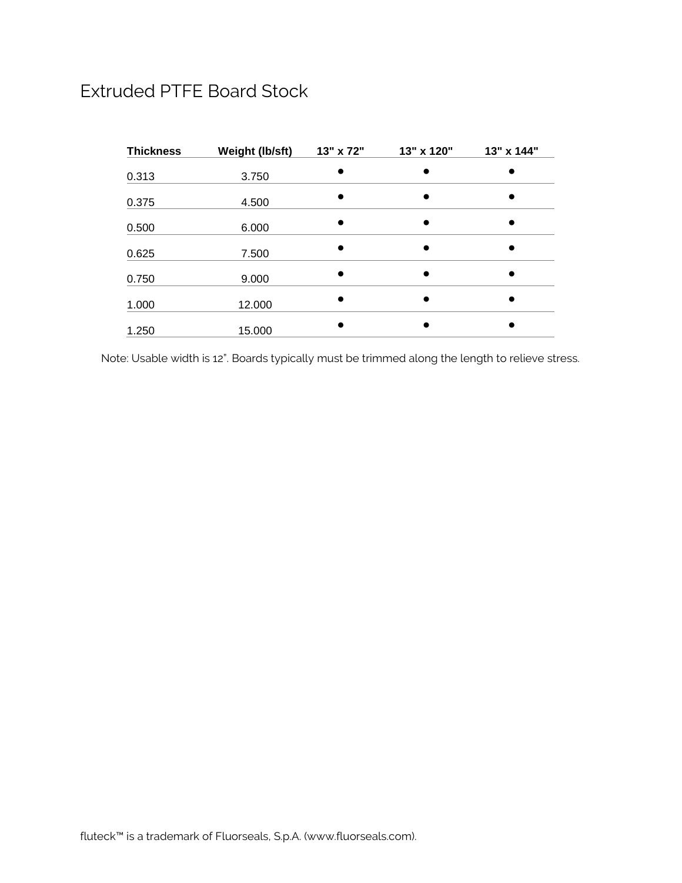# Extruded PTFE Board Stock

| Thickness | Weight (lb/sft) | 13" x 72" | 13" x 120" | 13" x 144" |
|---|---|---|---|---|
| 0.313 | 3.750 | ● | ● | ● |
| 0.375 | 4.500 | ● | ● | ● |
| 0.500 | 6.000 | ● | ● | ● |
| 0.625 | 7.500 | ● | ● | ● |
| 0.750 | 9.000 | ● | ● | ● |
| 1.000 | 12.000 | ● | ● | ● |
| 1.250 | 15.000 | ● | ● | ● |

Note: Usable width is 12". Boards typically must be trimmed along the length to relieve stress.

fluteck™ is a trademark of Fluorseals, S.p.A. (www.fluorseals.com).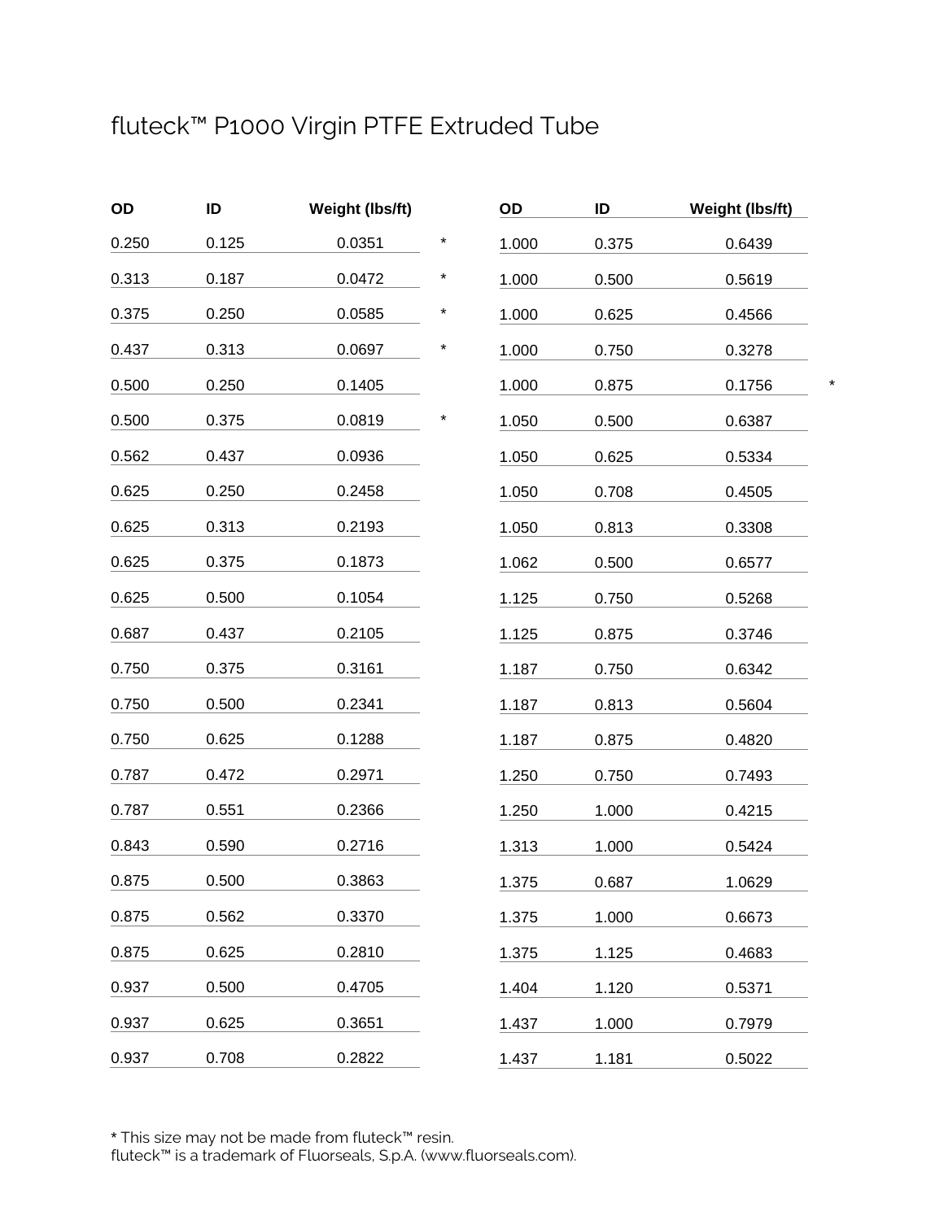# fluteck™ P1000 Virgin PTFE Extruded Tube

| OD | ID | Weight (lbs/ft) | |
|---|---|---|---|
| 0.250 | 0.125 | 0.0351 | * |
| 0.313 | 0.187 | 0.0472 | * |
| 0.375 | 0.250 | 0.0585 | * |
| 0.437 | 0.313 | 0.0697 | * |
| 0.500 | 0.250 | 0.1405 | |
| 0.500 | 0.375 | 0.0819 | * |
| 0.562 | 0.437 | 0.0936 | |
| 0.625 | 0.250 | 0.2458 | |
| 0.625 | 0.313 | 0.2193 | |
| 0.625 | 0.375 | 0.1873 | |
| 0.625 | 0.500 | 0.1054 | |
| 0.687 | 0.437 | 0.2105 | |
| 0.750 | 0.375 | 0.3161 | |
| 0.750 | 0.500 | 0.2341 | |
| 0.750 | 0.625 | 0.1288 | |
| 0.787 | 0.472 | 0.2971 | |
| 0.787 | 0.551 | 0.2366 | |
| 0.843 | 0.590 | 0.2716 | |
| 0.875 | 0.500 | 0.3863 | |
| 0.875 | 0.562 | 0.3370 | |
| 0.875 | 0.625 | 0.2810 | |
| 0.937 | 0.500 | 0.4705 | |
| 0.937 | 0.625 | 0.3651 | |
| 0.937 | 0.708 | 0.2822 | |
| 1.000 | 0.375 | 0.6439 | |
| 1.000 | 0.500 | 0.5619 | |
| 1.000 | 0.625 | 0.4566 | |
| 1.000 | 0.750 | 0.3278 | |
| 1.000 | 0.875 | 0.1756 | * |
| 1.050 | 0.500 | 0.6387 | |
| 1.050 | 0.625 | 0.5334 | |
| 1.050 | 0.708 | 0.4505 | |
| 1.050 | 0.813 | 0.3308 | |
| 1.062 | 0.500 | 0.6577 | |
| 1.125 | 0.750 | 0.5268 | |
| 1.125 | 0.875 | 0.3746 | |
| 1.187 | 0.750 | 0.6342 | |
| 1.187 | 0.813 | 0.5604 | |
| 1.187 | 0.875 | 0.4820 | |
| 1.250 | 0.750 | 0.7493 | |
| 1.250 | 1.000 | 0.4215 | |
| 1.313 | 1.000 | 0.5424 | |
| 1.375 | 0.687 | 1.0629 | |
| 1.375 | 1.000 | 0.6673 | |
| 1.375 | 1.125 | 0.4683 | |
| 1.404 | 1.120 | 0.5371 | |
| 1.437 | 1.000 | 0.7979 | |
| 1.437 | 1.181 | 0.5022 | |

* This size may not be made from fluteck™ resin.
fluteck™ is a trademark of Fluorseals, S.p.A. (www.fluorseals.com).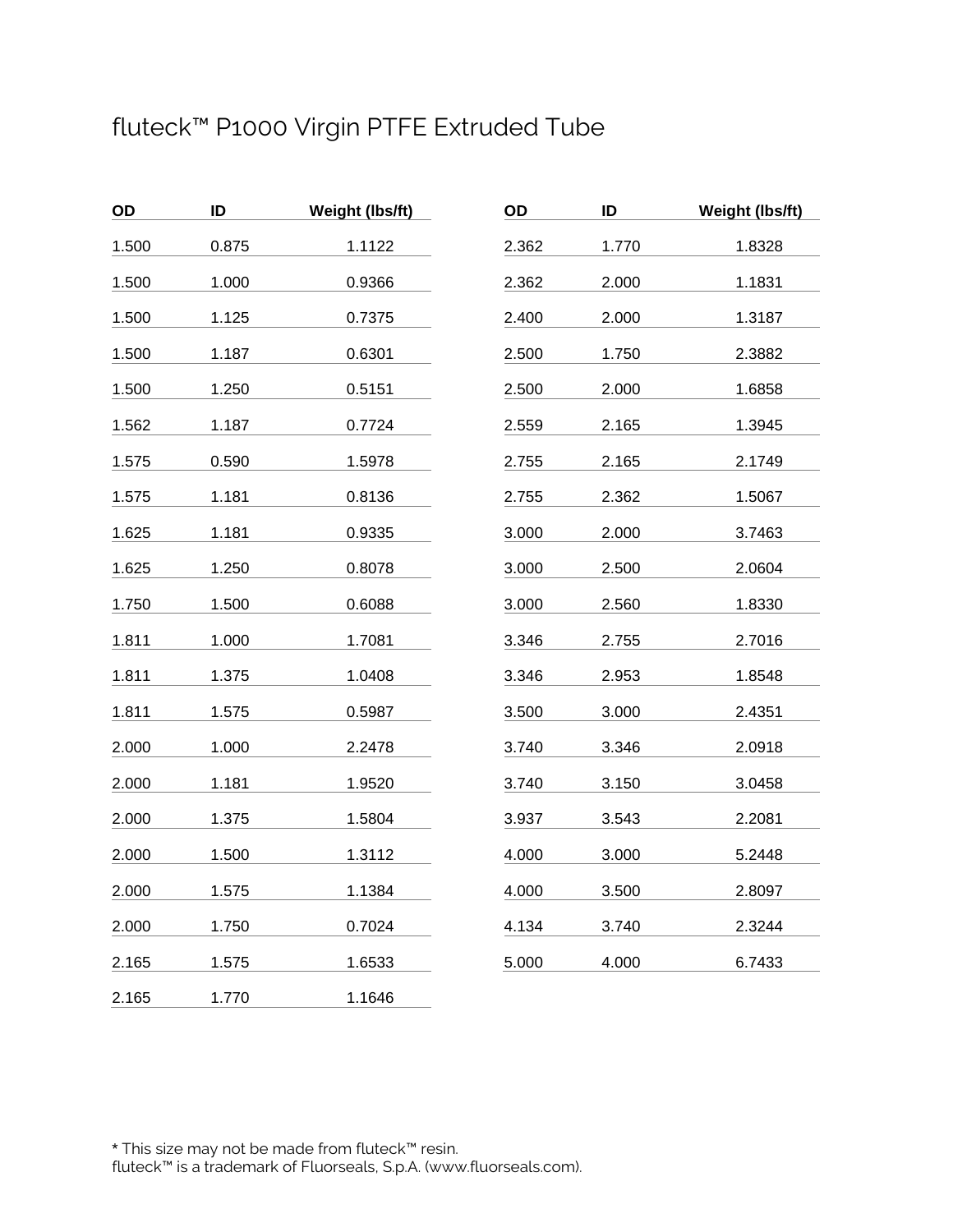# fluteck™ P1000 Virgin PTFE Extruded Tube

| OD | ID | Weight (lbs/ft) |
|---|---|---|
| 1.500 | 0.875 | 1.1122 |
| 1.500 | 1.000 | 0.9366 |
| 1.500 | 1.125 | 0.7375 |
| 1.500 | 1.187 | 0.6301 |
| 1.500 | 1.250 | 0.5151 |
| 1.562 | 1.187 | 0.7724 |
| 1.575 | 0.590 | 1.5978 |
| 1.575 | 1.181 | 0.8136 |
| 1.625 | 1.181 | 0.9335 |
| 1.625 | 1.250 | 0.8078 |
| 1.750 | 1.500 | 0.6088 |
| 1.811 | 1.000 | 1.7081 |
| 1.811 | 1.375 | 1.0408 |
| 1.811 | 1.575 | 0.5987 |
| 2.000 | 1.000 | 2.2478 |
| 2.000 | 1.181 | 1.9520 |
| 2.000 | 1.375 | 1.5804 |
| 2.000 | 1.500 | 1.3112 |
| 2.000 | 1.575 | 1.1384 |
| 2.000 | 1.750 | 0.7024 |
| 2.165 | 1.575 | 1.6533 |
| 2.165 | 1.770 | 1.1646 |
| 2.362 | 1.770 | 1.8328 |
| 2.362 | 2.000 | 1.1831 |
| 2.400 | 2.000 | 1.3187 |
| 2.500 | 1.750 | 2.3882 |
| 2.500 | 2.000 | 1.6858 |
| 2.559 | 2.165 | 1.3945 |
| 2.755 | 2.165 | 2.1749 |
| 2.755 | 2.362 | 1.5067 |
| 3.000 | 2.000 | 3.7463 |
| 3.000 | 2.500 | 2.0604 |
| 3.000 | 2.560 | 1.8330 |
| 3.346 | 2.755 | 2.7016 |
| 3.346 | 2.953 | 1.8548 |
| 3.500 | 3.000 | 2.4351 |
| 3.740 | 3.346 | 2.0918 |
| 3.740 | 3.150 | 3.0458 |
| 3.937 | 3.543 | 2.2081 |
| 4.000 | 3.000 | 5.2448 |
| 4.000 | 3.500 | 2.8097 |
| 4.134 | 3.740 | 2.3244 |
| 5.000 | 4.000 | 6.7433 |

* This size may not be made from fluteck™ resin.
fluteck™ is a trademark of Fluorseals, S.p.A. (www.fluorseals.com).